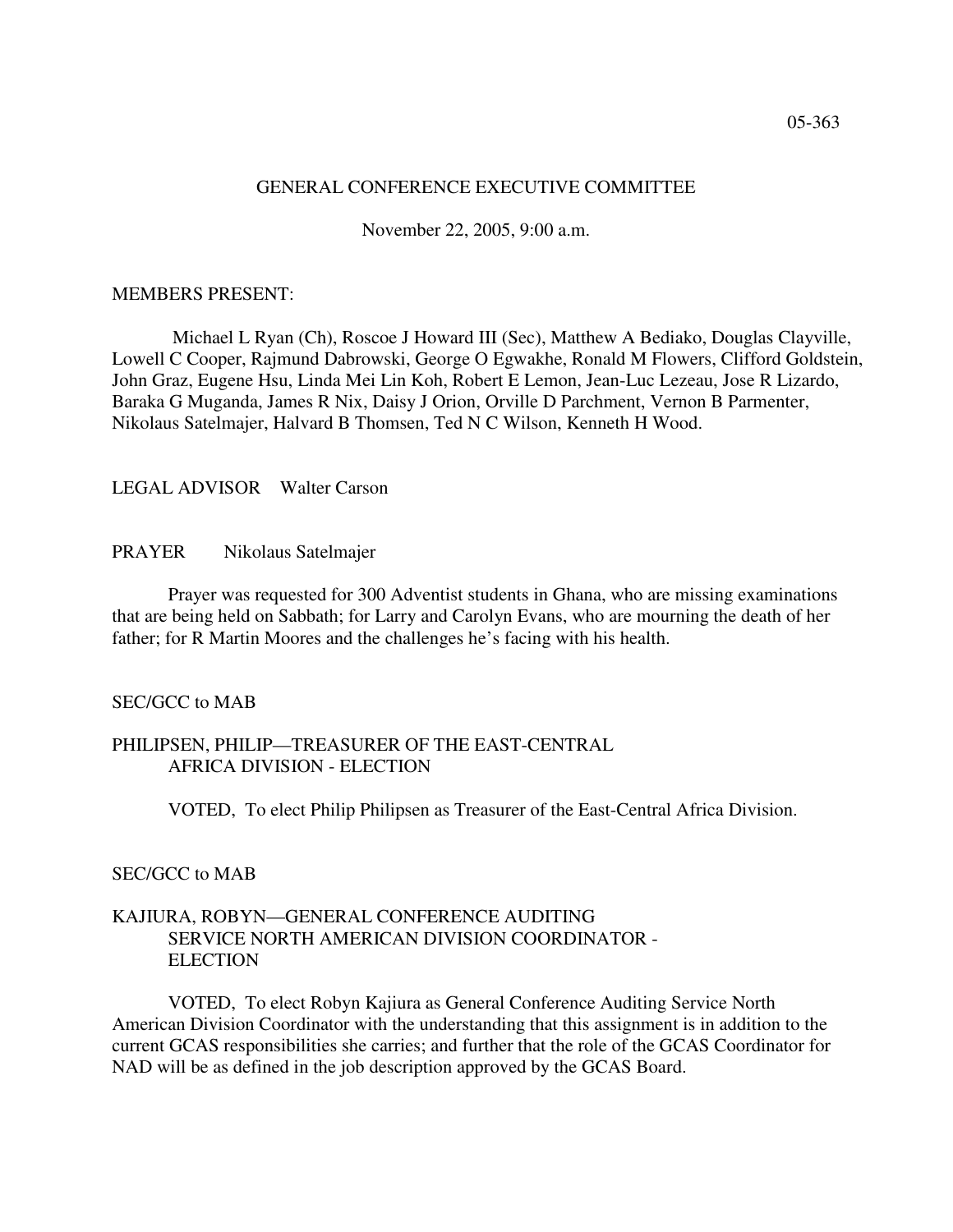05-363

# GENERAL CONFERENCE EXECUTIVE COMMITTEE

November 22, 2005, 9:00 a.m.

MEMBERS PRESENT:

Michael L Ryan (Ch), Roscoe J Howard III (Sec), Matthew A Bediako, Douglas Clayville, Lowell C Cooper, Rajmund Dabrowski, George O Egwakhe, Ronald M Flowers, Clifford Goldstein, John Graz, Eugene Hsu, Linda Mei Lin Koh, Robert E Lemon, Jean-Luc Lezeau, Jose R Lizardo, Baraka G Muganda, James R Nix, Daisy J Orion, Orville D Parchment, Vernon B Parmenter, Nikolaus Satelmajer, Halvard B Thomsen, Ted N C Wilson, Kenneth H Wood.

LEGAL ADVISOR Walter Carson

PRAYER Nikolaus Satelmajer

Prayer was requested for 300 Adventist students in Ghana, who are missing examinations that are being held on Sabbath; for Larry and Carolyn Evans, who are mourning the death of her father; for R Martin Moores and the challenges he's facing with his health.

SEC/GCC to MAB

PHILIPSEN, PHILIP—TREASURER OF THE EAST-CENTRAL AFRICA DIVISION - ELECTION

VOTED, To elect Philip Philipsen as Treasurer of the East-Central Africa Division.

SEC/GCC to MAB

KAJIURA, ROBYN—GENERAL CONFERENCE AUDITING SERVICE NORTH AMERICAN DIVISION COORDINATOR - ELECTION

VOTED, To elect Robyn Kajiura as General Conference Auditing Service North American Division Coordinator with the understanding that this assignment is in addition to the current GCAS responsibilities she carries; and further that the role of the GCAS Coordinator for NAD will be as defined in the job description approved by the GCAS Board.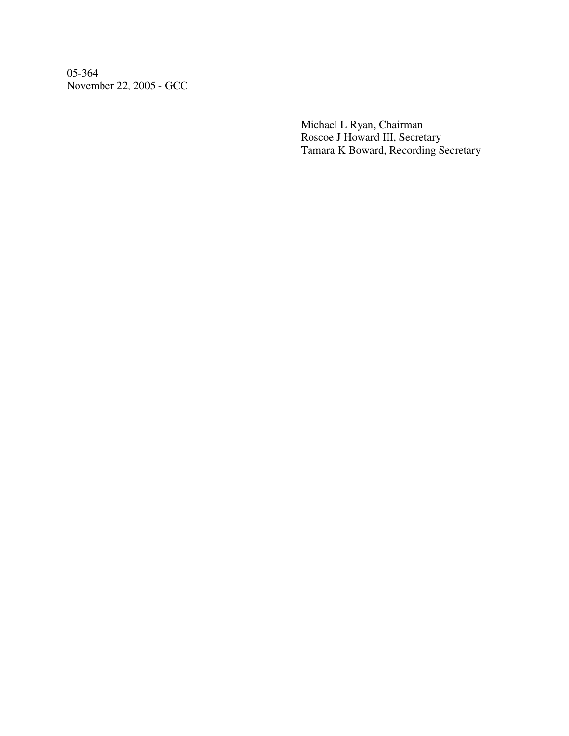05-364
November 22, 2005 - GCC

Michael L Ryan, Chairman
Roscoe J Howard III, Secretary
Tamara K Boward, Recording Secretary